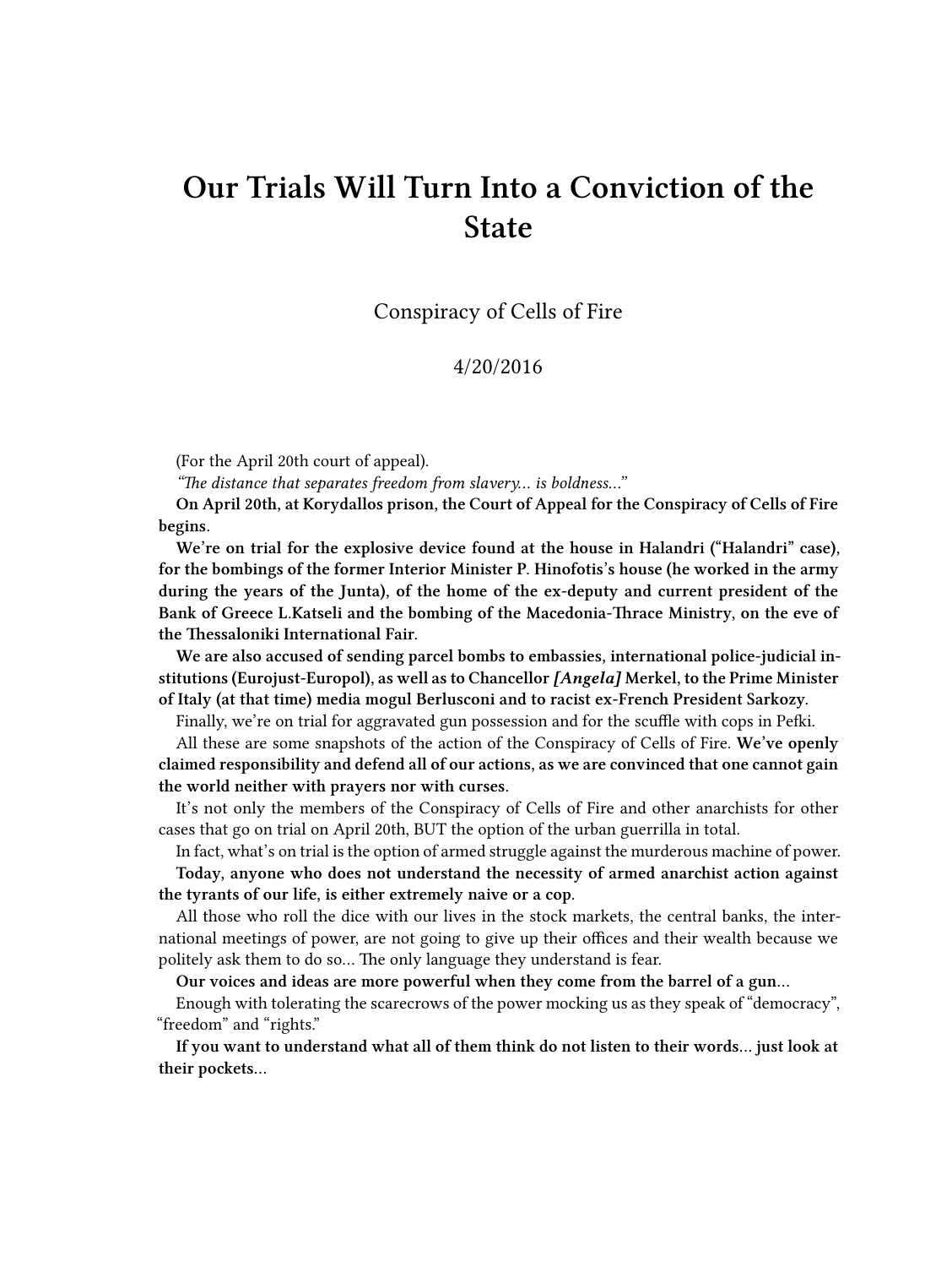# Our Trials Will Turn Into a Conviction of the State

Conspiracy of Cells of Fire

4/20/2016

(For the April 20th court of appeal).

*"The distance that separates freedom from slavery… is boldness…"*

**On April 20th, at Korydallos prison, the Court of Appeal for the Conspiracy of Cells of Fire begins.**

**We're on trial for the explosive device found at the house in Halandri ("Halandri" case), for the bombings of the former Interior Minister P. Hinofotis's house (he worked in the army during the years of the Junta), of the home of the ex-deputy and current president of the Bank of Greece L.Katseli and the bombing of the Macedonia-Thrace Ministry, on the eve of the Thessaloniki International Fair.**

**We are also accused of sending parcel bombs to embassies, international police-judicial institutions (Eurojust-Europol), as well as to Chancellor *[Angela]* Merkel, to the Prime Minister of Italy (at that time) media mogul Berlusconi and to racist ex-French President Sarkozy.**

Finally, we're on trial for aggravated gun possession and for the scuffle with cops in Pefki.

All these are some snapshots of the action of the Conspiracy of Cells of Fire. **We've openly claimed responsibility and defend all of our actions, as we are convinced that one cannot gain the world neither with prayers nor with curses.**

It's not only the members of the Conspiracy of Cells of Fire and other anarchists for other cases that go on trial on April 20th, BUT the option of the urban guerrilla in total.

In fact, what's on trial is the option of armed struggle against the murderous machine of power.

**Today, anyone who does not understand the necessity of armed anarchist action against the tyrants of our life, is either extremely naive or a cop.**

All those who roll the dice with our lives in the stock markets, the central banks, the international meetings of power, are not going to give up their offices and their wealth because we politely ask them to do so… The only language they understand is fear.

**Our voices and ideas are more powerful when they come from the barrel of a gun…**

Enough with tolerating the scarecrows of the power mocking us as they speak of "democracy", "freedom" and "rights."

**If you want to understand what all of them think do not listen to their words… just look at their pockets…**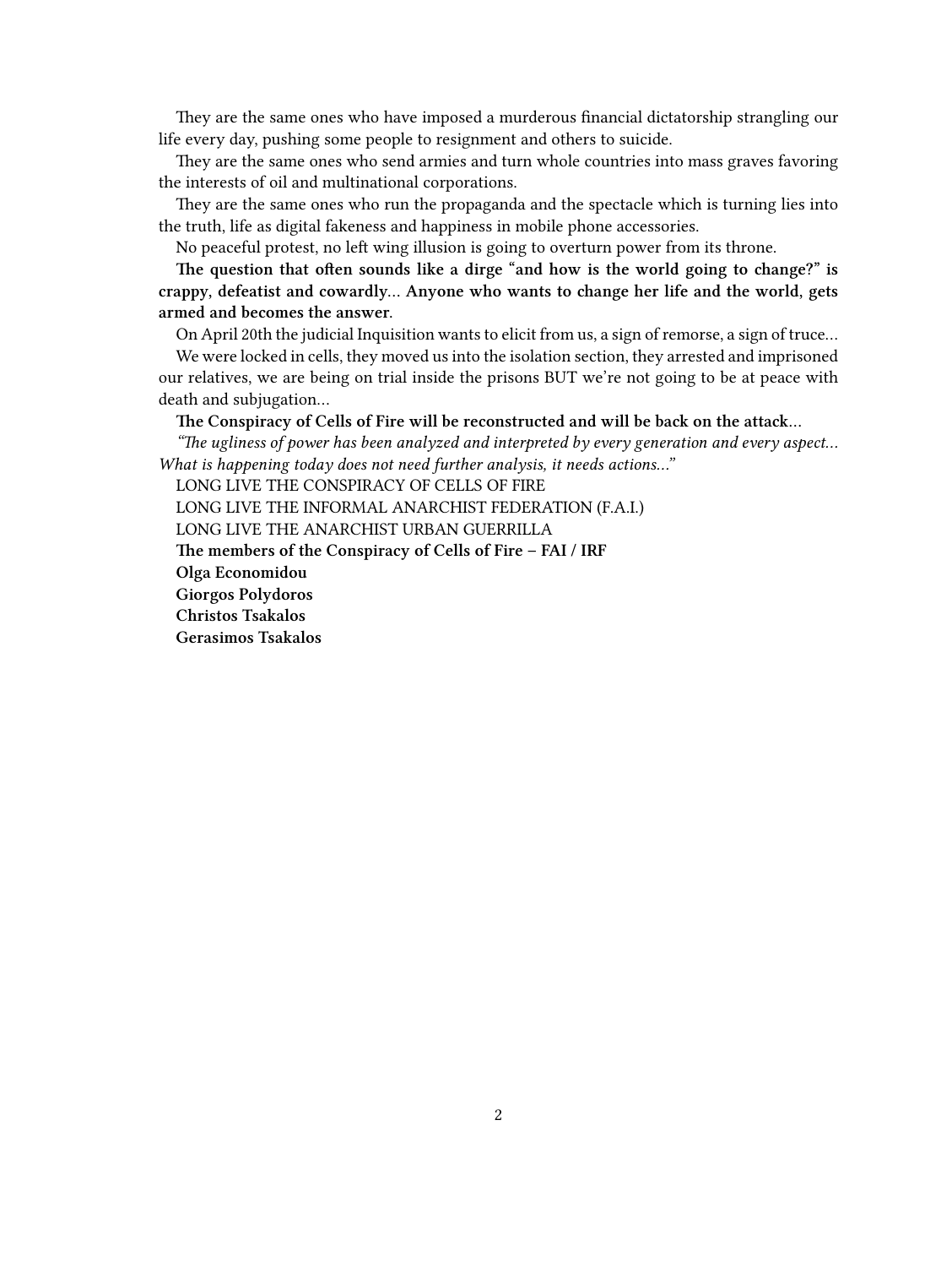They are the same ones who have imposed a murderous financial dictatorship strangling our life every day, pushing some people to resignment and others to suicide.

They are the same ones who send armies and turn whole countries into mass graves favoring the interests of oil and multinational corporations.

They are the same ones who run the propaganda and the spectacle which is turning lies into the truth, life as digital fakeness and happiness in mobile phone accessories.

No peaceful protest, no left wing illusion is going to overturn power from its throne.

**The question that often sounds like a dirge "and how is the world going to change?" is crappy, defeatist and cowardly… Anyone who wants to change her life and the world, gets armed and becomes the answer.**

On April 20th the judicial Inquisition wants to elicit from us, a sign of remorse, a sign of truce…

We were locked in cells, they moved us into the isolation section, they arrested and imprisoned our relatives, we are being on trial inside the prisons BUT we're not going to be at peace with death and subjugation…

**The Conspiracy of Cells of Fire will be reconstructed and will be back on the attack…**

*"The ugliness of power has been analyzed and interpreted by every generation and every aspect… What is happening today does not need further analysis, it needs actions…"*

LONG LIVE THE CONSPIRACY OF CELLS OF FIRE

LONG LIVE THE INFORMAL ANARCHIST FEDERATION (F.A.I.)

LONG LIVE THE ANARCHIST URBAN GUERRILLA

**The members of the Conspiracy of Cells of Fire – FAI / IRF**

**Olga Economidou**

**Giorgos Polydoros**

**Christos Tsakalos**

**Gerasimos Tsakalos**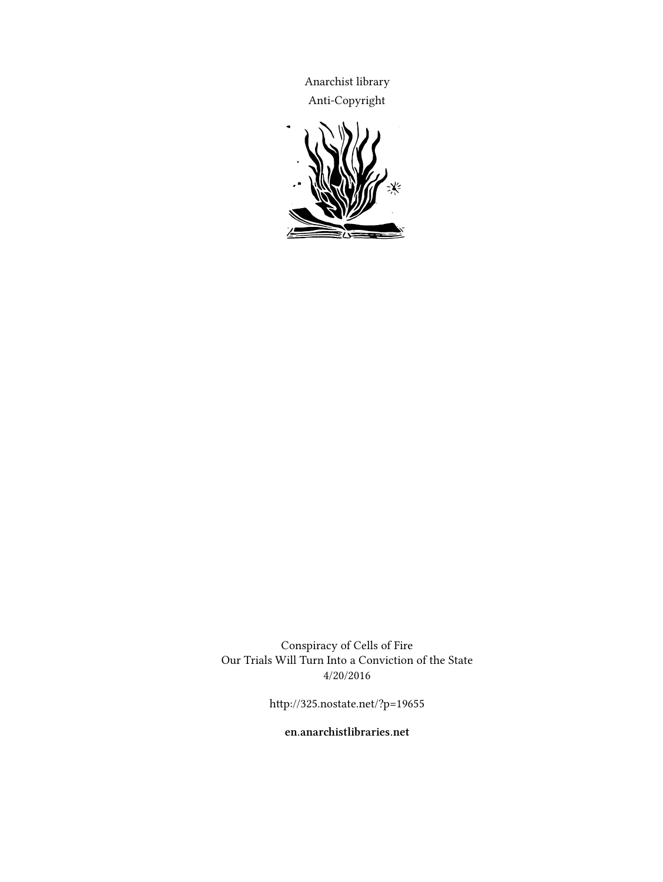Anarchist library

Anti-Copyright

Conspiracy of Cells of Fire

Our Trials Will Turn Into a Conviction of the State

4/20/2016

http://325.nostate.net/?p=19655

**en.anarchistlibraries.net**